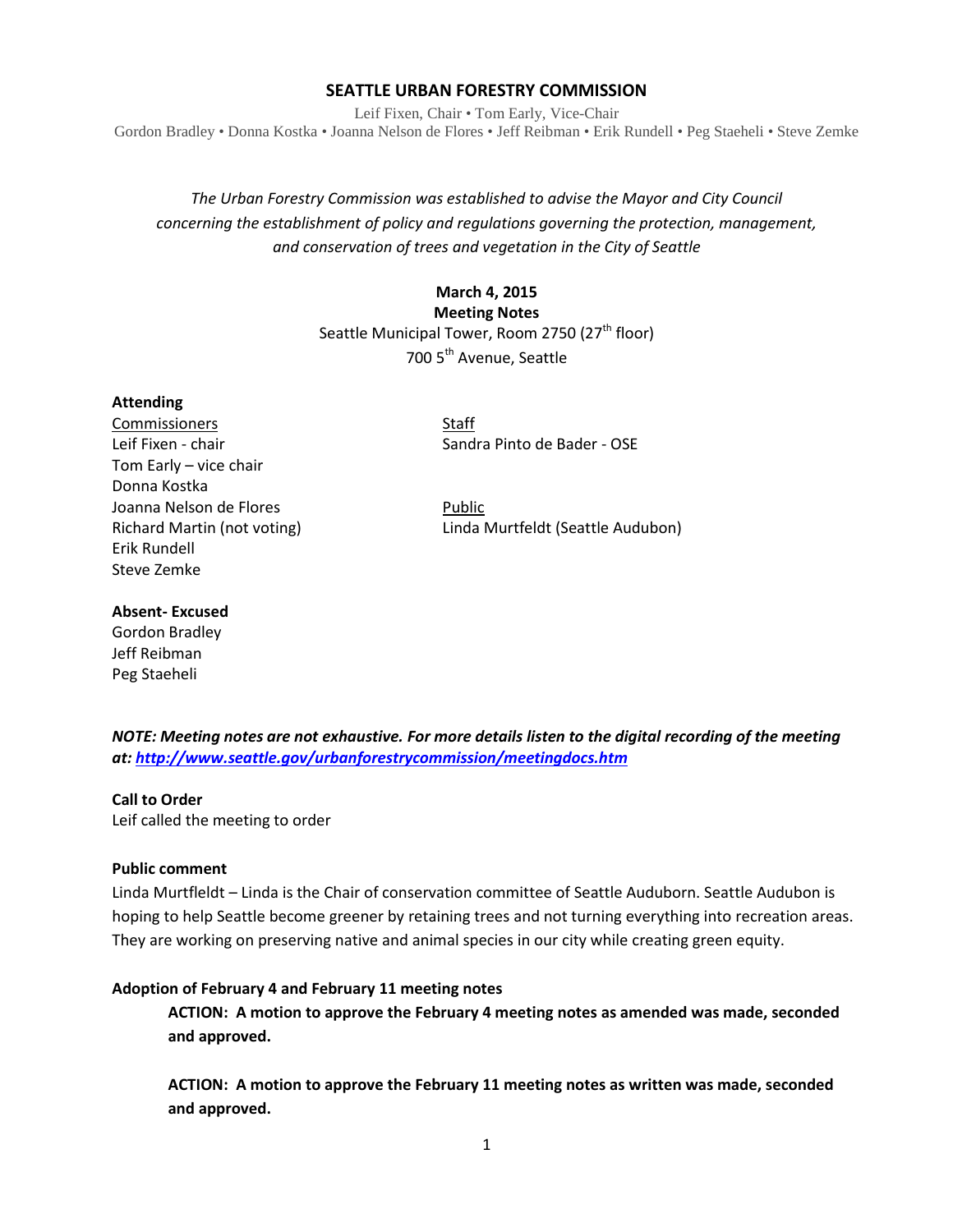# SEATTLE URBAN FORESTRY COMMISSION

Leif Fixen, Chair • Tom Early, Vice-Chair
Gordon Bradley • Donna Kostka • Joanna Nelson de Flores • Jeff Reibman • Erik Rundell • Peg Staeheli • Steve Zemke

*The Urban Forestry Commission was established to advise the Mayor and City Council concerning the establishment of policy and regulations governing the protection, management, and conservation of trees and vegetation in the City of Seattle*

**March 4, 2015**
**Meeting Notes**
Seattle Municipal Tower, Room 2750 (27th floor)
700 5th Avenue, Seattle

**Attending**

Commissioners
Leif Fixen - chair
Tom Early – vice chair
Donna Kostka
Joanna Nelson de Flores
Richard Martin (not voting)
Erik Rundell
Steve Zemke

Staff
Sandra Pinto de Bader - OSE

Public
Linda Murtfeldt (Seattle Audubon)

**Absent- Excused**
Gordon Bradley
Jeff Reibman
Peg Staeheli

***NOTE: Meeting notes are not exhaustive. For more details listen to the digital recording of the meeting at: http://www.seattle.gov/urbanforestrycommission/meetingdocs.htm***

**Call to Order**
Leif called the meeting to order

**Public comment**
Linda Murtfleldt – Linda is the Chair of conservation committee of Seattle Auduborn. Seattle Audubon is hoping to help Seattle become greener by retaining trees and not turning everything into recreation areas. They are working on preserving native and animal species in our city while creating green equity.

**Adoption of February 4 and February 11 meeting notes**

> **ACTION: A motion to approve the February 4 meeting notes as amended was made, seconded and approved.**
>
> **ACTION: A motion to approve the February 11 meeting notes as written was made, seconded and approved.**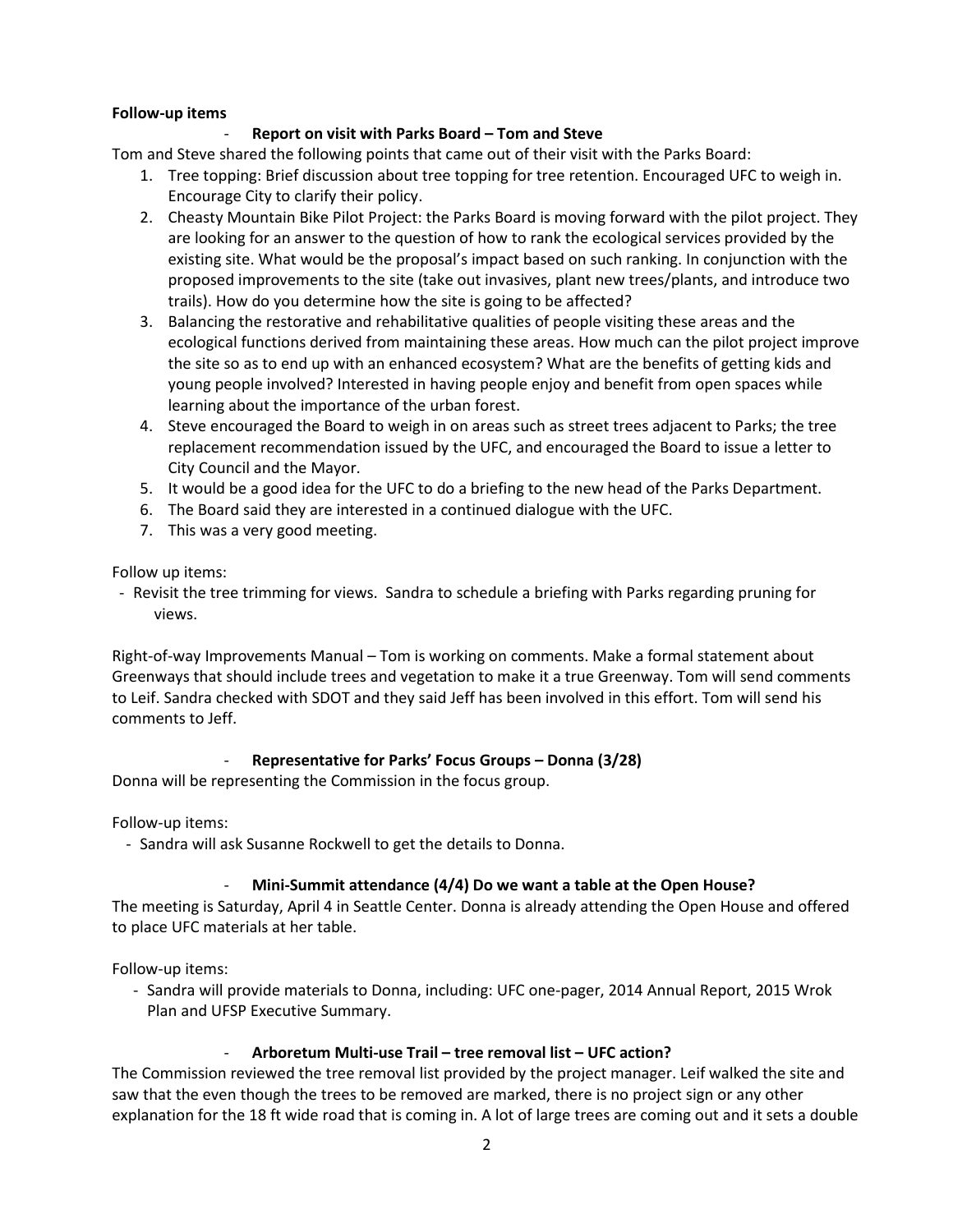**Follow-up items**

- **Report on visit with Parks Board – Tom and Steve**

Tom and Steve shared the following points that came out of their visit with the Parks Board:

1. Tree topping: Brief discussion about tree topping for tree retention. Encouraged UFC to weigh in. Encourage City to clarify their policy.
2. Cheasty Mountain Bike Pilot Project: the Parks Board is moving forward with the pilot project. They are looking for an answer to the question of how to rank the ecological services provided by the existing site. What would be the proposal's impact based on such ranking. In conjunction with the proposed improvements to the site (take out invasives, plant new trees/plants, and introduce two trails). How do you determine how the site is going to be affected?
3. Balancing the restorative and rehabilitative qualities of people visiting these areas and the ecological functions derived from maintaining these areas. How much can the pilot project improve the site so as to end up with an enhanced ecosystem? What are the benefits of getting kids and young people involved? Interested in having people enjoy and benefit from open spaces while learning about the importance of the urban forest.
4. Steve encouraged the Board to weigh in on areas such as street trees adjacent to Parks; the tree replacement recommendation issued by the UFC, and encouraged the Board to issue a letter to City Council and the Mayor.
5. It would be a good idea for the UFC to do a briefing to the new head of the Parks Department.
6. The Board said they are interested in a continued dialogue with the UFC.
7. This was a very good meeting.

Follow up items:

- Revisit the tree trimming for views. Sandra to schedule a briefing with Parks regarding pruning for views.

Right-of-way Improvements Manual – Tom is working on comments. Make a formal statement about Greenways that should include trees and vegetation to make it a true Greenway. Tom will send comments to Leif. Sandra checked with SDOT and they said Jeff has been involved in this effort. Tom will send his comments to Jeff.

- **Representative for Parks' Focus Groups – Donna (3/28)**

Donna will be representing the Commission in the focus group.

Follow-up items:

- Sandra will ask Susanne Rockwell to get the details to Donna.

- **Mini-Summit attendance (4/4) Do we want a table at the Open House?**

The meeting is Saturday, April 4 in Seattle Center. Donna is already attending the Open House and offered to place UFC materials at her table.

Follow-up items:

- Sandra will provide materials to Donna, including: UFC one-pager, 2014 Annual Report, 2015 Wrok Plan and UFSP Executive Summary.

- **Arboretum Multi-use Trail – tree removal list – UFC action?**

The Commission reviewed the tree removal list provided by the project manager. Leif walked the site and saw that the even though the trees to be removed are marked, there is no project sign or any other explanation for the 18 ft wide road that is coming in. A lot of large trees are coming out and it sets a double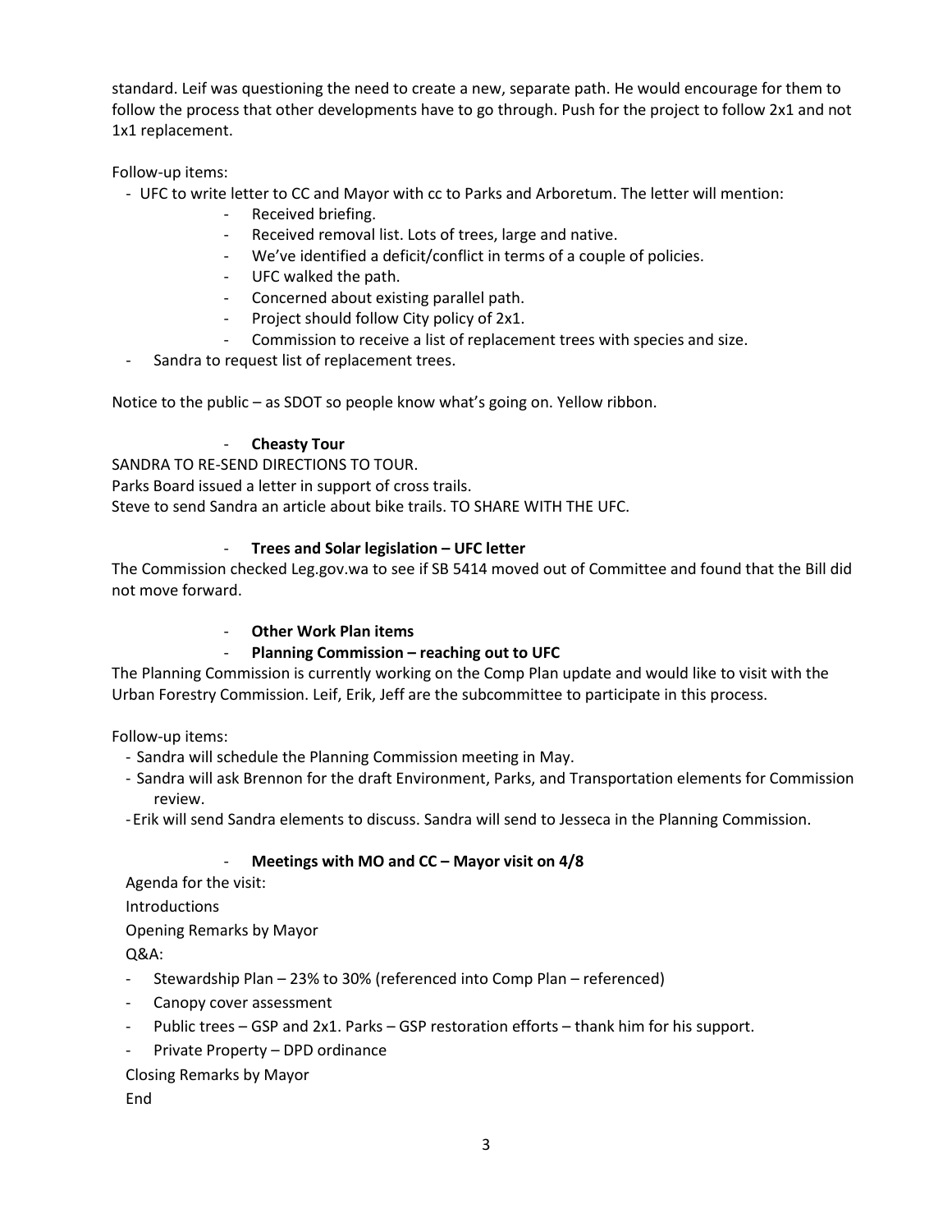standard. Leif was questioning the need to create a new, separate path. He would encourage for them to follow the process that other developments have to go through. Push for the project to follow 2x1 and not 1x1 replacement.

Follow-up items:

- UFC to write letter to CC and Mayor with cc to Parks and Arboretum. The letter will mention:
    - Received briefing.
    - Received removal list. Lots of trees, large and native.
    - We've identified a deficit/conflict in terms of a couple of policies.
    - UFC walked the path.
    - Concerned about existing parallel path.
    - Project should follow City policy of 2x1.
    - Commission to receive a list of replacement trees with species and size.
- Sandra to request list of replacement trees.

Notice to the public – as SDOT so people know what's going on. Yellow ribbon.

- **Cheasty Tour**

SANDRA TO RE-SEND DIRECTIONS TO TOUR.
Parks Board issued a letter in support of cross trails.
Steve to send Sandra an article about bike trails. TO SHARE WITH THE UFC.

- **Trees and Solar legislation – UFC letter**

The Commission checked Leg.gov.wa to see if SB 5414 moved out of Committee and found that the Bill did not move forward.

- **Other Work Plan items**
- **Planning Commission – reaching out to UFC**

The Planning Commission is currently working on the Comp Plan update and would like to visit with the Urban Forestry Commission. Leif, Erik, Jeff are the subcommittee to participate in this process.

Follow-up items:

- Sandra will schedule the Planning Commission meeting in May.
- Sandra will ask Brennon for the draft Environment, Parks, and Transportation elements for Commission review.
- Erik will send Sandra elements to discuss. Sandra will send to Jesseca in the Planning Commission.

- **Meetings with MO and CC – Mayor visit on 4/8**

Agenda for the visit:

Introductions

Opening Remarks by Mayor

Q&A:

- Stewardship Plan – 23% to 30% (referenced into Comp Plan – referenced)
- Canopy cover assessment
- Public trees – GSP and 2x1. Parks – GSP restoration efforts – thank him for his support.
- Private Property – DPD ordinance

Closing Remarks by Mayor

End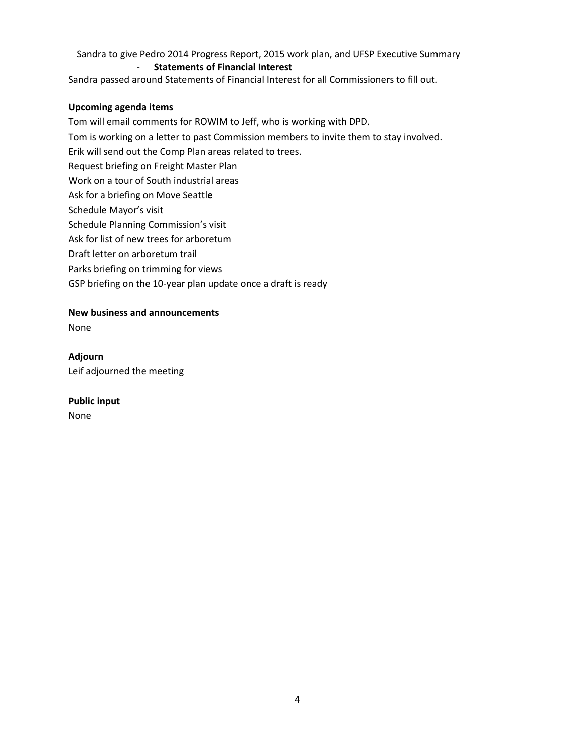Sandra to give Pedro 2014 Progress Report, 2015 work plan, and UFSP Executive Summary

- **Statements of Financial Interest**

Sandra passed around Statements of Financial Interest for all Commissioners to fill out.

**Upcoming agenda items**

Tom will email comments for ROWIM to Jeff, who is working with DPD.
Tom is working on a letter to past Commission members to invite them to stay involved.
Erik will send out the Comp Plan areas related to trees.
Request briefing on Freight Master Plan
Work on a tour of South industrial areas
Ask for a briefing on Move Seattle
Schedule Mayor's visit
Schedule Planning Commission's visit
Ask for list of new trees for arboretum
Draft letter on arboretum trail
Parks briefing on trimming for views
GSP briefing on the 10-year plan update once a draft is ready

**New business and announcements**

None

**Adjourn**

Leif adjourned the meeting

**Public input**

None